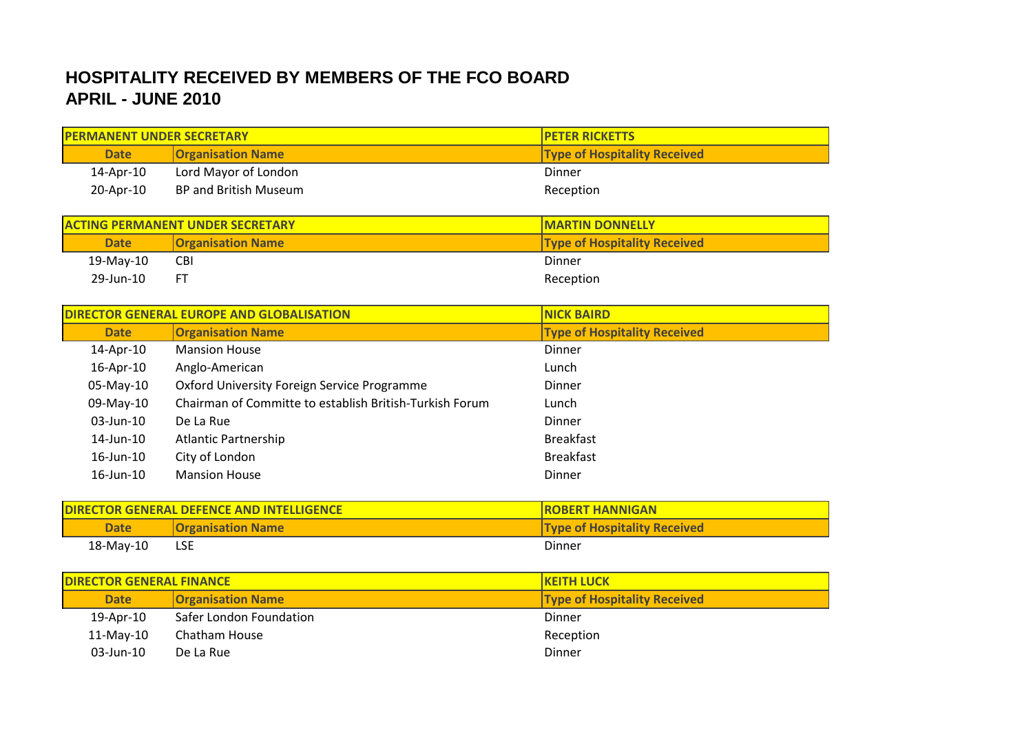# HOSPITALITY RECEIVED BY MEMBERS OF THE FCO BOARD
## APRIL - JUNE 2010

| PERMANENT UNDER SECRETARY | | PETER RICKETTS |
|---|---|---|
| **Date** | **Organisation Name** | **Type of Hospitality Received** |
| 14-Apr-10 | Lord Mayor of London | Dinner |
| 20-Apr-10 | BP and British Museum | Reception |

| ACTING PERMANENT UNDER SECRETARY | | MARTIN DONNELLY |
|---|---|---|
| **Date** | **Organisation Name** | **Type of Hospitality Received** |
| 19-May-10 | CBI | Dinner |
| 29-Jun-10 | FT | Reception |

| DIRECTOR GENERAL EUROPE AND GLOBALISATION | | NICK BAIRD |
|---|---|---|
| **Date** | **Organisation Name** | **Type of Hospitality Received** |
| 14-Apr-10 | Mansion House | Dinner |
| 16-Apr-10 | Anglo-American | Lunch |
| 05-May-10 | Oxford University Foreign Service Programme | Dinner |
| 09-May-10 | Chairman of Committe to establish British-Turkish Forum | Lunch |
| 03-Jun-10 | De La Rue | Dinner |
| 14-Jun-10 | Atlantic Partnership | Breakfast |
| 16-Jun-10 | City of London | Breakfast |
| 16-Jun-10 | Mansion House | Dinner |

| DIRECTOR GENERAL DEFENCE AND INTELLIGENCE | | ROBERT HANNIGAN |
|---|---|---|
| **Date** | **Organisation Name** | **Type of Hospitality Received** |
| 18-May-10 | LSE | Dinner |

| DIRECTOR GENERAL FINANCE | | KEITH LUCK |
|---|---|---|
| **Date** | **Organisation Name** | **Type of Hospitality Received** |
| 19-Apr-10 | Safer London Foundation | Dinner |
| 11-May-10 | Chatham House | Reception |
| 03-Jun-10 | De La Rue | Dinner |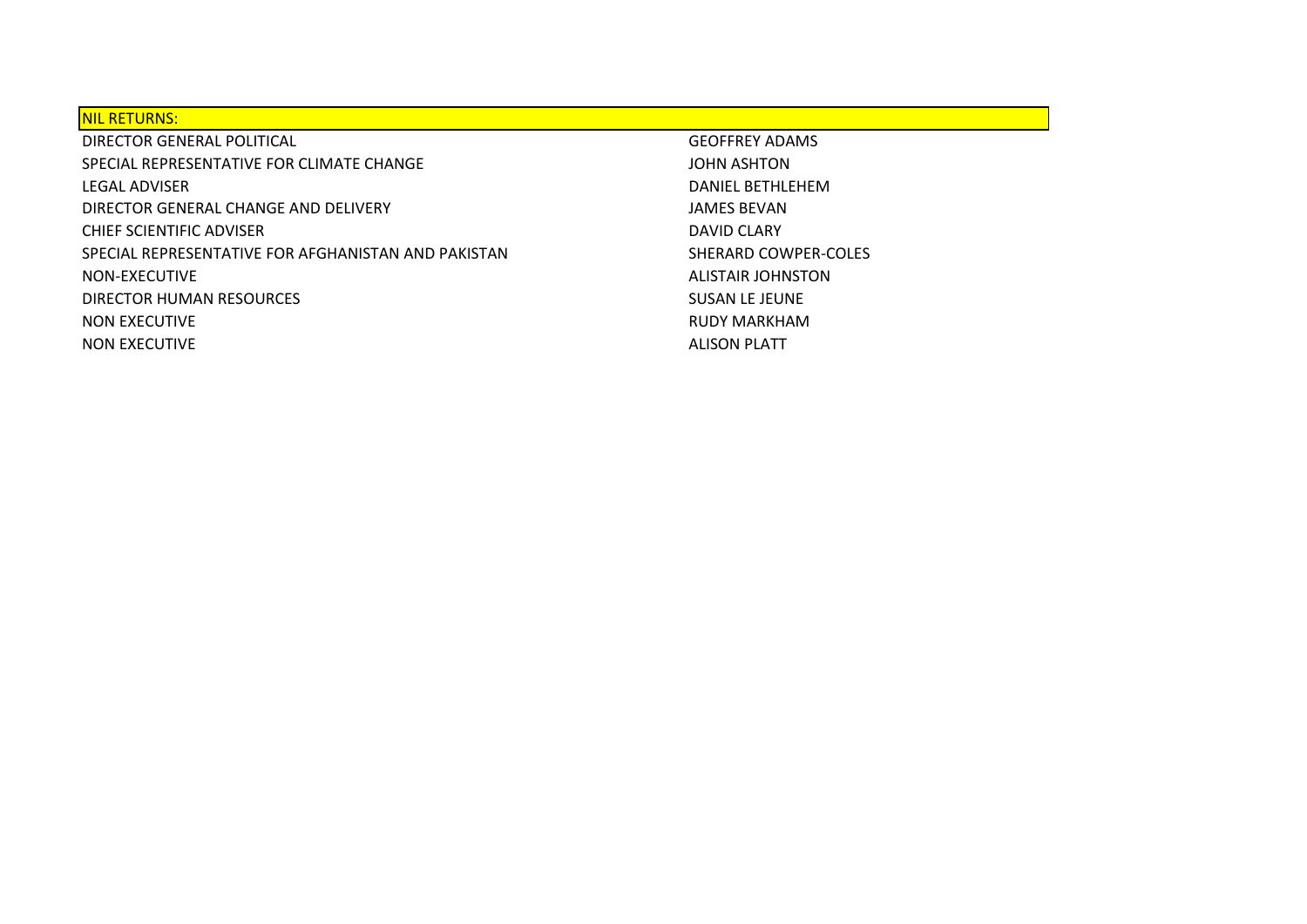| NIL RETURNS: | |
| --- | --- |
| DIRECTOR GENERAL POLITICAL | GEOFFREY ADAMS |
| SPECIAL REPRESENTATIVE FOR CLIMATE CHANGE | JOHN ASHTON |
| LEGAL ADVISER | DANIEL BETHLEHEM |
| DIRECTOR GENERAL CHANGE AND DELIVERY | JAMES BEVAN |
| CHIEF SCIENTIFIC ADVISER | DAVID CLARY |
| SPECIAL REPRESENTATIVE FOR AFGHANISTAN AND PAKISTAN | SHERARD COWPER-COLES |
| NON-EXECUTIVE | ALISTAIR JOHNSTON |
| DIRECTOR HUMAN RESOURCES | SUSAN LE JEUNE |
| NON EXECUTIVE | RUDY MARKHAM |
| NON EXECUTIVE | ALISON PLATT |